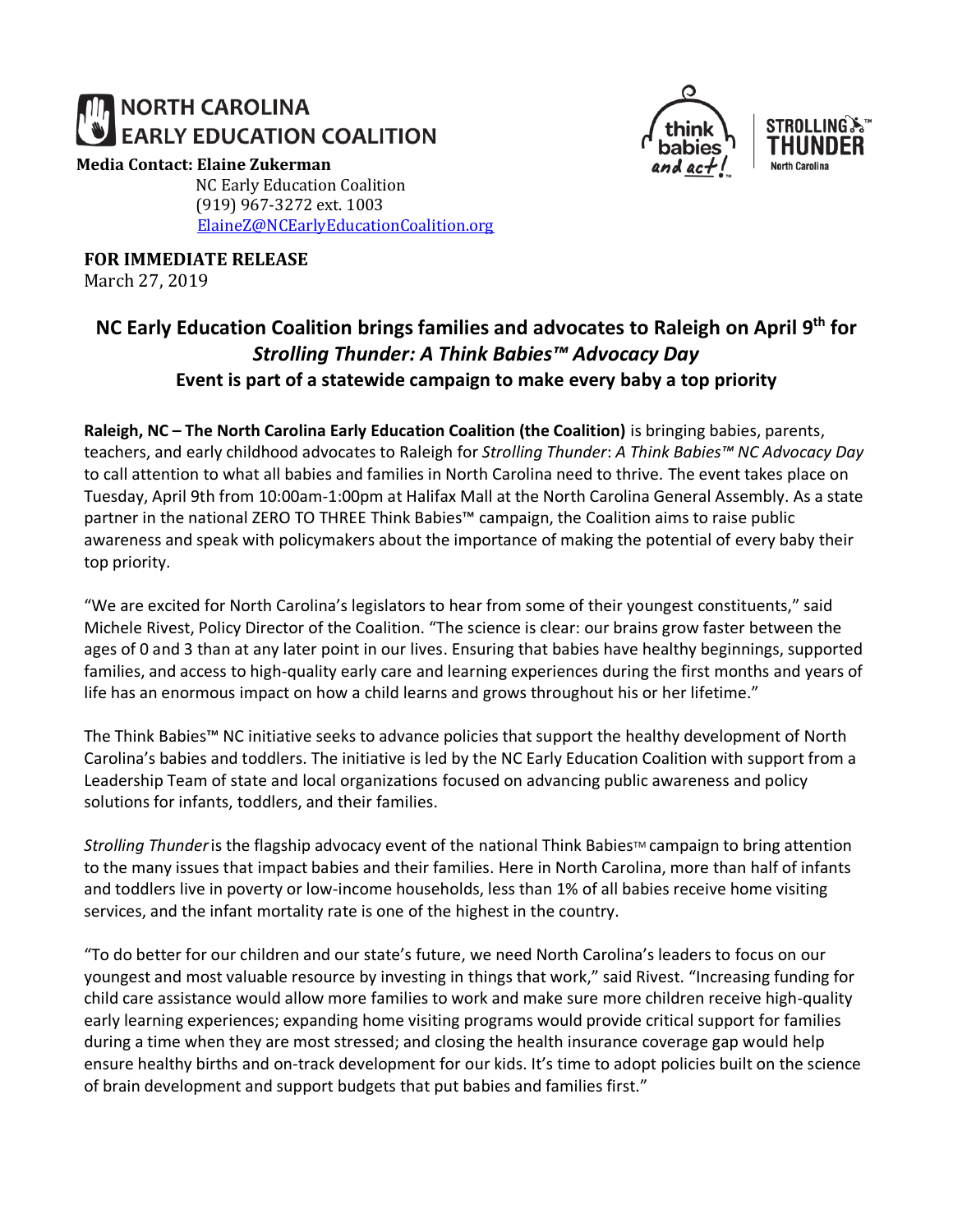NORTH CAROLINA EARLY EDUCATION COALITION

**Media Contact: Elaine Zukerman**
NC Early Education Coalition
(919) 967-3272 ext. 1003
ElaineZ@NCEarlyEducationCoalition.org

think babies and act!

STROLLING THUNDER™ North Carolina

**FOR IMMEDIATE RELEASE**
March 27, 2019

# NC Early Education Coalition brings families and advocates to Raleigh on April 9th for *Strolling Thunder: A Think Babies™ Advocacy Day*

## Event is part of a statewide campaign to make every baby a top priority

**Raleigh, NC – The North Carolina Early Education Coalition (the Coalition)** is bringing babies, parents, teachers, and early childhood advocates to Raleigh for *Strolling Thunder*: *A Think Babies™ NC Advocacy Day* to call attention to what all babies and families in North Carolina need to thrive. The event takes place on Tuesday, April 9th from 10:00am-1:00pm at Halifax Mall at the North Carolina General Assembly. As a state partner in the national ZERO TO THREE Think Babies™ campaign, the Coalition aims to raise public awareness and speak with policymakers about the importance of making the potential of every baby their top priority.

"We are excited for North Carolina's legislators to hear from some of their youngest constituents," said Michele Rivest, Policy Director of the Coalition. "The science is clear: our brains grow faster between the ages of 0 and 3 than at any later point in our lives. Ensuring that babies have healthy beginnings, supported families, and access to high-quality early care and learning experiences during the first months and years of life has an enormous impact on how a child learns and grows throughout his or her lifetime."

The Think Babies™ NC initiative seeks to advance policies that support the healthy development of North Carolina's babies and toddlers. The initiative is led by the NC Early Education Coalition with support from a Leadership Team of state and local organizations focused on advancing public awareness and policy solutions for infants, toddlers, and their families.

*Strolling Thunder* is the flagship advocacy event of the national Think Babies™ campaign to bring attention to the many issues that impact babies and their families. Here in North Carolina, more than half of infants and toddlers live in poverty or low-income households, less than 1% of all babies receive home visiting services, and the infant mortality rate is one of the highest in the country.

"To do better for our children and our state's future, we need North Carolina's leaders to focus on our youngest and most valuable resource by investing in things that work," said Rivest. "Increasing funding for child care assistance would allow more families to work and make sure more children receive high-quality early learning experiences; expanding home visiting programs would provide critical support for families during a time when they are most stressed; and closing the health insurance coverage gap would help ensure healthy births and on-track development for our kids. It's time to adopt policies built on the science of brain development and support budgets that put babies and families first."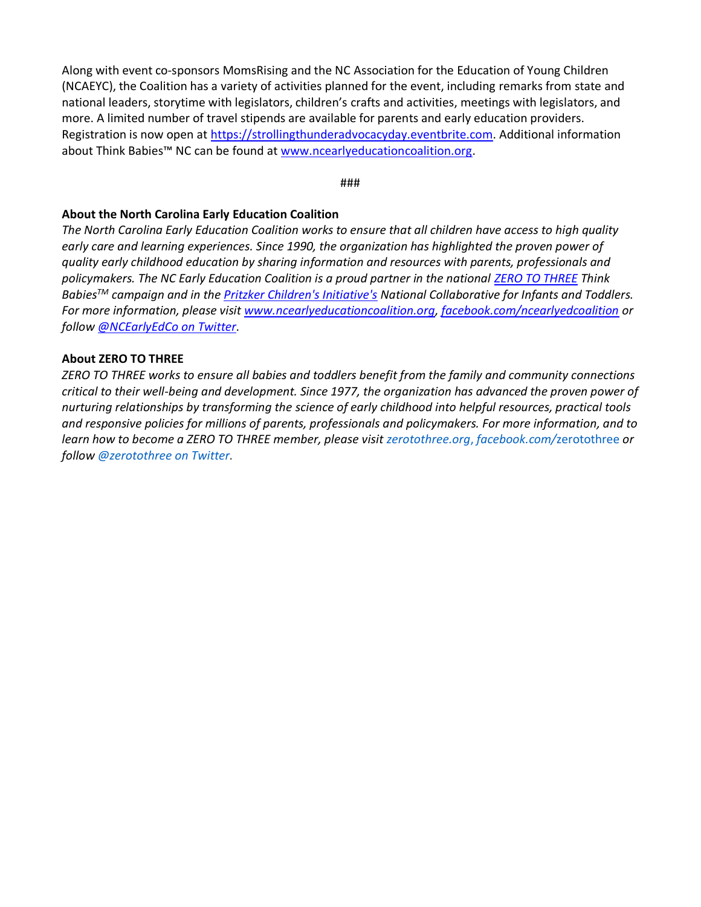Along with event co-sponsors MomsRising and the NC Association for the Education of Young Children (NCAEYC), the Coalition has a variety of activities planned for the event, including remarks from state and national leaders, storytime with legislators, children's crafts and activities, meetings with legislators, and more. A limited number of travel stipends are available for parents and early education providers. Registration is now open at https://strollingthunderadvocacyday.eventbrite.com. Additional information about Think Babies™ NC can be found at www.ncearlyeducationcoalition.org.

###

**About the North Carolina Early Education Coalition**

*The North Carolina Early Education Coalition works to ensure that all children have access to high quality early care and learning experiences. Since 1990, the organization has highlighted the proven power of quality early childhood education by sharing information and resources with parents, professionals and policymakers. The NC Early Education Coalition is a proud partner in the national ZERO TO THREE Think Babies™ campaign and in the Pritzker Children's Initiative's National Collaborative for Infants and Toddlers. For more information, please visit www.ncearlyeducationcoalition.org, facebook.com/ncearlyedcoalition or follow @NCEarlyEdCo on Twitter.*

**About ZERO TO THREE**

*ZERO TO THREE works to ensure all babies and toddlers benefit from the family and community connections critical to their well-being and development. Since 1977, the organization has advanced the proven power of nurturing relationships by transforming the science of early childhood into helpful resources, practical tools and responsive policies for millions of parents, professionals and policymakers. For more information, and to learn how to become a ZERO TO THREE member, please visit zerotothree.org, facebook.com/zerotothree or follow @zerotothree on Twitter.*